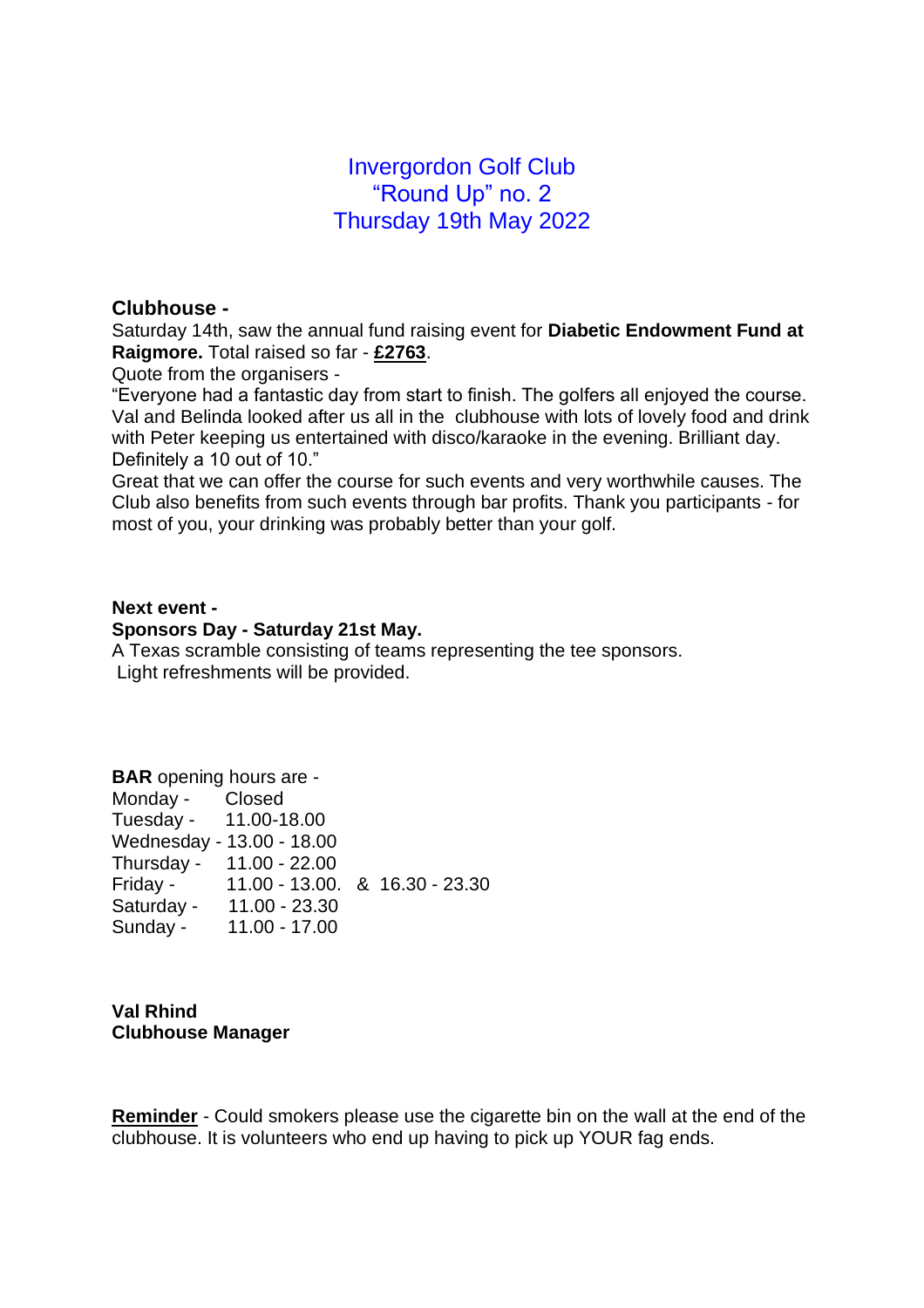# Invergordon Golf Club
## "Round Up" no. 2
## Thursday 19th May 2022

### Clubhouse -

Saturday 14th, saw the annual fund raising event for **Diabetic Endowment Fund at Raigmore.** Total raised so far - **£2763**.

Quote from the organisers -

"Everyone had a fantastic day from start to finish. The golfers all enjoyed the course. Val and Belinda looked after us all in the clubhouse with lots of lovely food and drink with Peter keeping us entertained with disco/karaoke in the evening. Brilliant day. Definitely a 10 out of 10."

Great that we can offer the course for such events and very worthwhile causes. The Club also benefits from such events through bar profits. Thank you participants - for most of you, your drinking was probably better than your golf.

**Next event -**
**Sponsors Day - Saturday 21st May.**

A Texas scramble consisting of teams representing the tee sponsors.
Light refreshments will be provided.

**BAR** opening hours are -

| | |
|---|---|
| Monday - | Closed |
| Tuesday - | 11.00-18.00 |
| Wednesday - | 13.00 - 18.00 |
| Thursday - | 11.00 - 22.00 |
| Friday - | 11.00 - 13.00. & 16.30 - 23.30 |
| Saturday - | 11.00 - 23.30 |
| Sunday - | 11.00 - 17.00 |

**Val Rhind**
**Clubhouse Manager**

**Reminder** - Could smokers please use the cigarette bin on the wall at the end of the clubhouse. It is volunteers who end up having to pick up YOUR fag ends.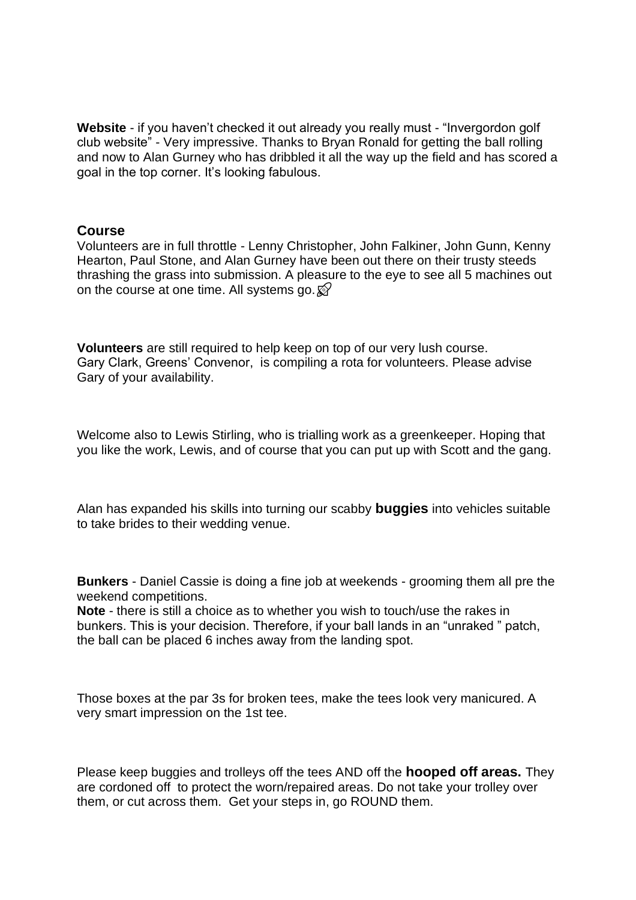**Website** - if you haven't checked it out already you really must - "Invergordon golf club website" - Very impressive. Thanks to Bryan Ronald for getting the ball rolling and now to Alan Gurney who has dribbled it all the way up the field and has scored a goal in the top corner. It's looking fabulous.

## Course

Volunteers are in full throttle - Lenny Christopher, John Falkiner, John Gunn, Kenny Hearton, Paul Stone, and Alan Gurney have been out there on their trusty steeds thrashing the grass into submission. A pleasure to the eye to see all 5 machines out on the course at one time. All systems go. 🚀

**Volunteers** are still required to help keep on top of our very lush course. Gary Clark, Greens' Convenor, is compiling a rota for volunteers. Please advise Gary of your availability.

Welcome also to Lewis Stirling, who is trialling work as a greenkeeper. Hoping that you like the work, Lewis, and of course that you can put up with Scott and the gang.

Alan has expanded his skills into turning our scabby **buggies** into vehicles suitable to take brides to their wedding venue.

**Bunkers** - Daniel Cassie is doing a fine job at weekends - grooming them all pre the weekend competitions.
**Note** - there is still a choice as to whether you wish to touch/use the rakes in bunkers. This is your decision. Therefore, if your ball lands in an "unraked " patch, the ball can be placed 6 inches away from the landing spot.

Those boxes at the par 3s for broken tees, make the tees look very manicured. A very smart impression on the 1st tee.

Please keep buggies and trolleys off the tees AND off the **hooped off areas.** They are cordoned off to protect the worn/repaired areas. Do not take your trolley over them, or cut across them. Get your steps in, go ROUND them.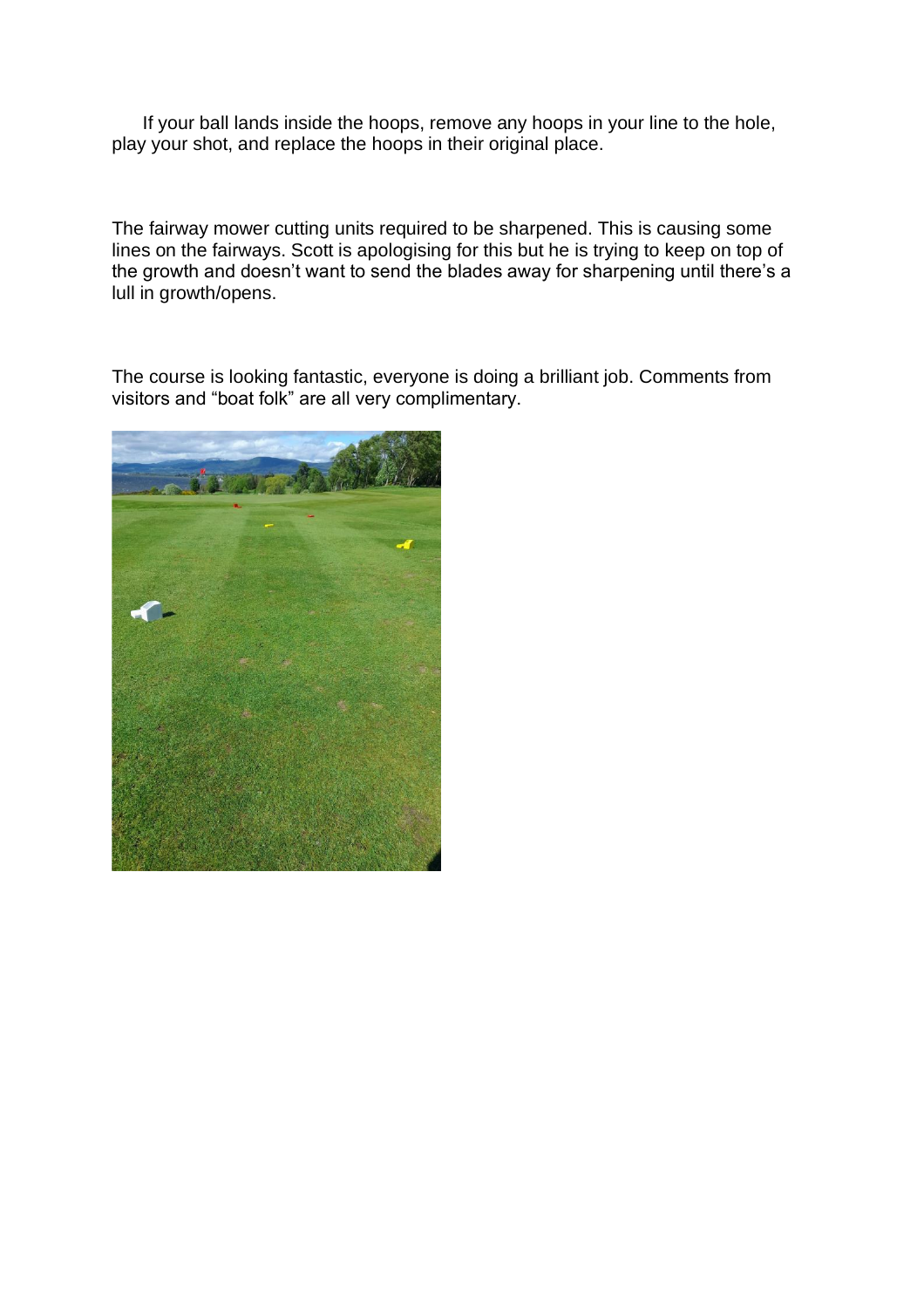If your ball lands inside the hoops, remove any hoops in your line to the hole, play your shot, and replace the hoops in their original place.

The fairway mower cutting units required to be sharpened. This is causing some lines on the fairways. Scott is apologising for this but he is trying to keep on top of the growth and doesn't want to send the blades away for sharpening until there's a lull in growth/opens.

The course is looking fantastic, everyone is doing a brilliant job. Comments from visitors and "boat folk" are all very complimentary.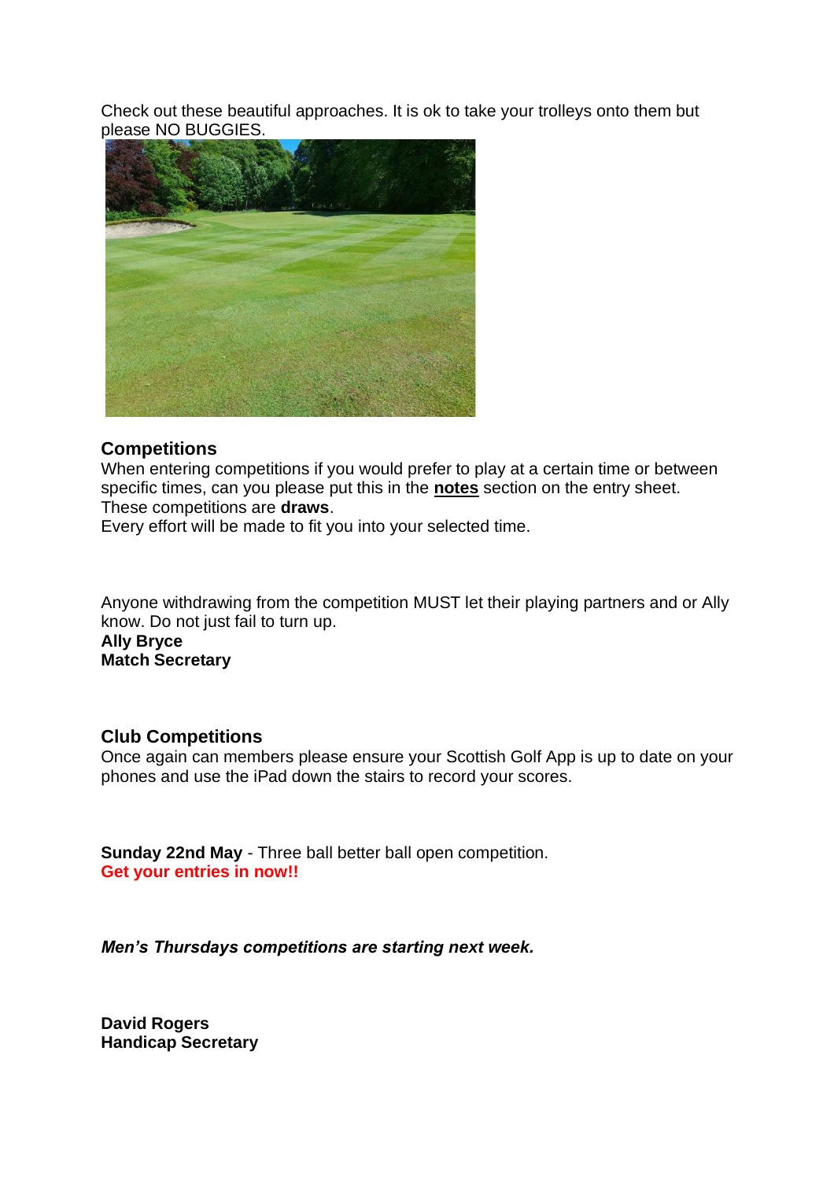Check out these beautiful approaches. It is ok to take your trolleys onto them but please NO BUGGIES.

## Competitions

When entering competitions if you would prefer to play at a certain time or between specific times, can you please put this in the **notes** section on the entry sheet.
These competitions are **draws**.
Every effort will be made to fit you into your selected time.

Anyone withdrawing from the competition MUST let their playing partners and or Ally know. Do not just fail to turn up.
**Ally Bryce**
**Match Secretary**

## Club Competitions

Once again can members please ensure your Scottish Golf App is up to date on your phones and use the iPad down the stairs to record your scores.

**Sunday 22nd May** - Three ball better ball open competition.
**Get your entries in now!!**

***Men's Thursdays competitions are starting next week.***

**David Rogers**
**Handicap Secretary**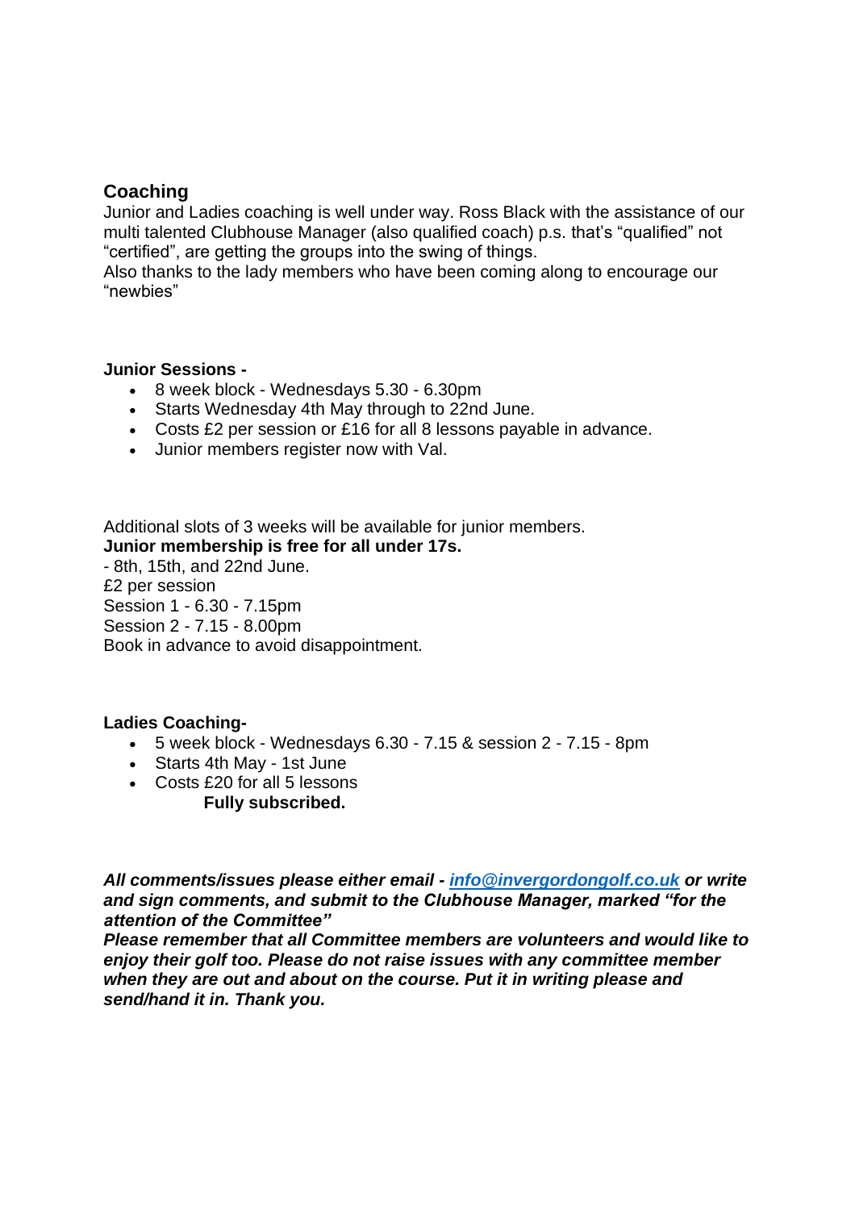## Coaching

Junior and Ladies coaching is well under way. Ross Black with the assistance of our multi talented Clubhouse Manager (also qualified coach) p.s. that's "qualified" not "certified", are getting the groups into the swing of things.
Also thanks to the lady members who have been coming along to encourage our "newbies"

**Junior Sessions -**

- 8 week block - Wednesdays 5.30 - 6.30pm
- Starts Wednesday 4th May through to 22nd June.
- Costs £2 per session or £16 for all 8 lessons payable in advance.
- Junior members register now with Val.

Additional slots of 3 weeks will be available for junior members.
**Junior membership is free for all under 17s.**
- 8th, 15th, and 22nd June.
£2 per session
Session 1 - 6.30 - 7.15pm
Session 2 - 7.15 - 8.00pm
Book in advance to avoid disappointment.

**Ladies Coaching-**

- 5 week block - Wednesdays 6.30 - 7.15 & session 2 - 7.15 - 8pm
- Starts 4th May - 1st June
- Costs £20 for all 5 lessons
  **Fully subscribed.**

***All comments/issues please either email - [info@invergordongolf.co.uk](mailto:info@invergordongolf.co.uk) or write and sign comments, and submit to the Clubhouse Manager, marked "for the attention of the Committee"***
***Please remember that all Committee members are volunteers and would like to enjoy their golf too. Please do not raise issues with any committee member when they are out and about on the course. Put it in writing please and send/hand it in. Thank you.***